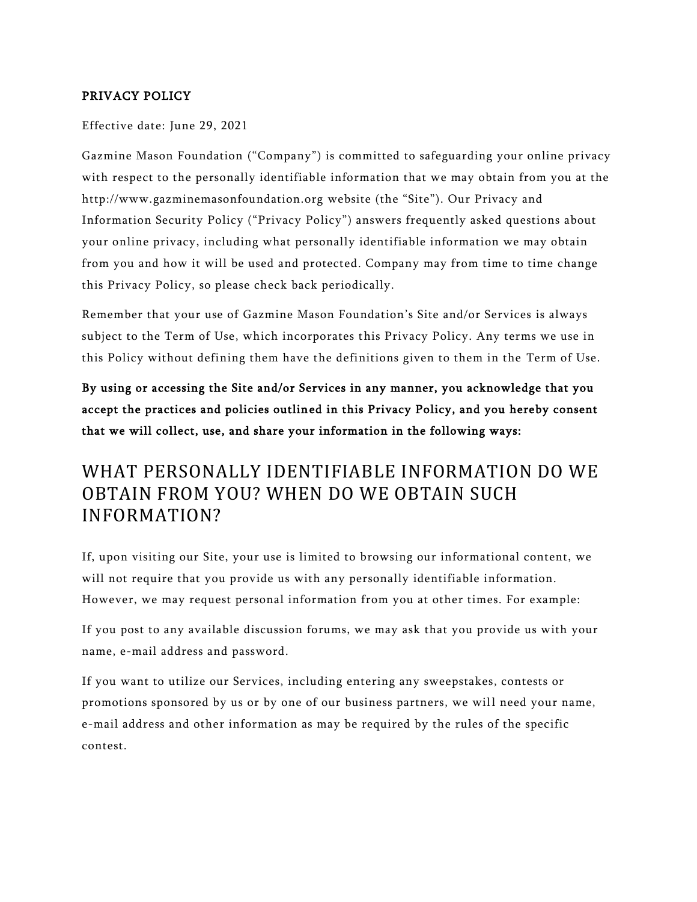**PRIVACY POLICY**

Effective date: June 29, 2021

Gazmine Mason Foundation ("Company") is committed to safeguarding your online privacy with respect to the personally identifiable information that we may obtain from you at the http://www.gazminemasonfoundation.org website (the "Site"). Our Privacy and Information Security Policy ("Privacy Policy") answers frequently asked questions about your online privacy, including what personally identifiable information we may obtain from you and how it will be used and protected. Company may from time to time change this Privacy Policy, so please check back periodically.

Remember that your use of Gazmine Mason Foundation's Site and/or Services is always subject to the Term of Use, which incorporates this Privacy Policy. Any terms we use in this Policy without defining them have the definitions given to them in the Term of Use.

**By using or accessing the Site and/or Services in any manner, you acknowledge that you accept the practices and policies outlined in this Privacy Policy, and you hereby consent that we will collect, use, and share your information in the following ways:**

# WHAT PERSONALLY IDENTIFIABLE INFORMATION DO WE OBTAIN FROM YOU? WHEN DO WE OBTAIN SUCH INFORMATION?

If, upon visiting our Site, your use is limited to browsing our informational content, we will not require that you provide us with any personally identifiable information. However, we may request personal information from you at other times. For example:

If you post to any available discussion forums, we may ask that you provide us with your name, e-mail address and password.

If you want to utilize our Services, including entering any sweepstakes, contests or promotions sponsored by us or by one of our business partners, we will need your name, e-mail address and other information as may be required by the rules of the specific contest.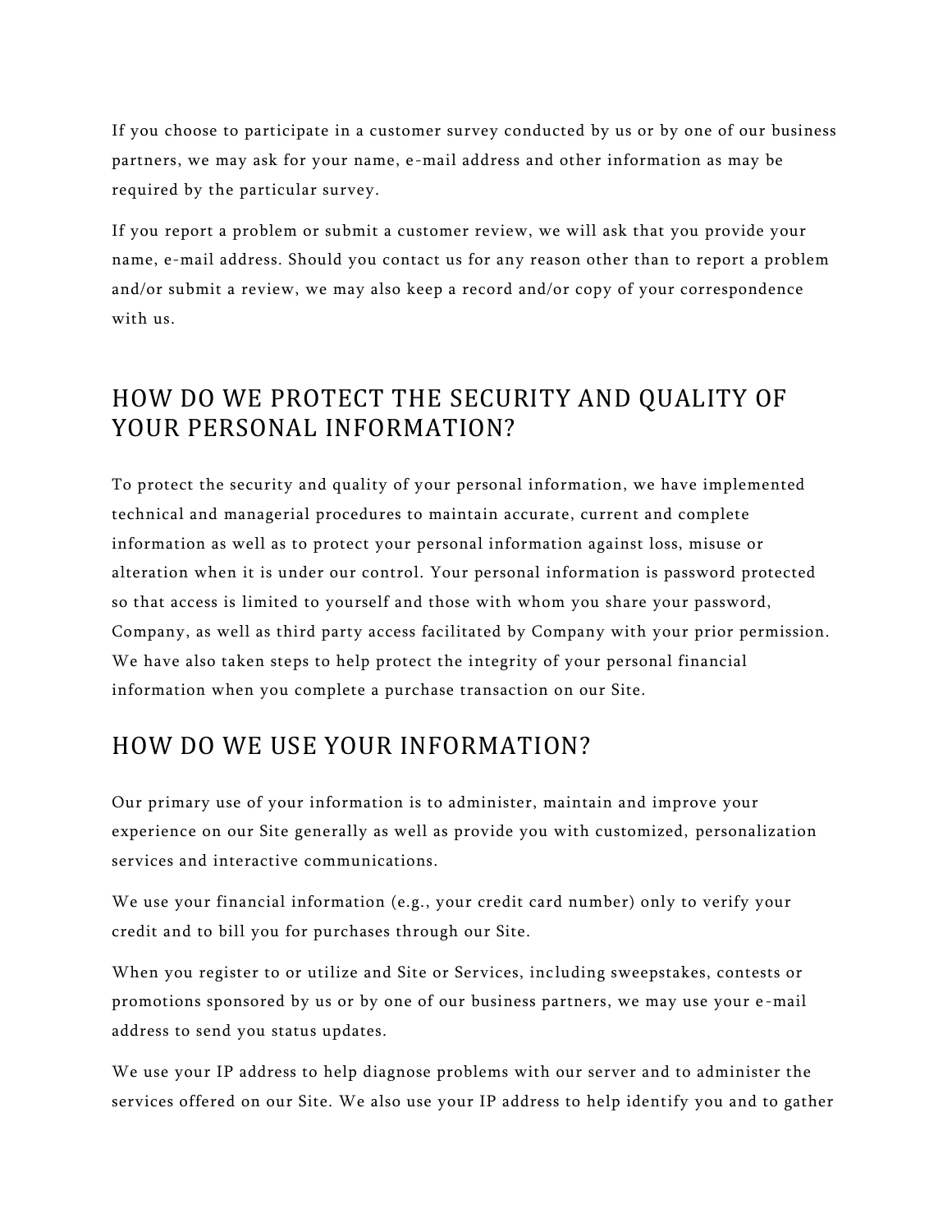If you choose to participate in a customer survey conducted by us or by one of our business partners, we may ask for your name, e-mail address and other information as may be required by the particular survey.

If you report a problem or submit a customer review, we will ask that you provide your name, e-mail address. Should you contact us for any reason other than to report a problem and/or submit a review, we may also keep a record and/or copy of your correspondence with us.

## HOW DO WE PROTECT THE SECURITY AND QUALITY OF YOUR PERSONAL INFORMATION?

To protect the security and quality of your personal information, we have implemented technical and managerial procedures to maintain accurate, current and complete information as well as to protect your personal information against loss, misuse or alteration when it is under our control. Your personal information is password protected so that access is limited to yourself and those with whom you share your password, Company, as well as third party access facilitated by Company with your prior permission. We have also taken steps to help protect the integrity of your personal financial information when you complete a purchase transaction on our Site.

## HOW DO WE USE YOUR INFORMATION?

Our primary use of your information is to administer, maintain and improve your experience on our Site generally as well as provide you with customized, personalization services and interactive communications.

We use your financial information (e.g., your credit card number) only to verify your credit and to bill you for purchases through our Site.

When you register to or utilize and Site or Services, including sweepstakes, contests or promotions sponsored by us or by one of our business partners, we may use your e-mail address to send you status updates.

We use your IP address to help diagnose problems with our server and to administer the services offered on our Site. We also use your IP address to help identify you and to gather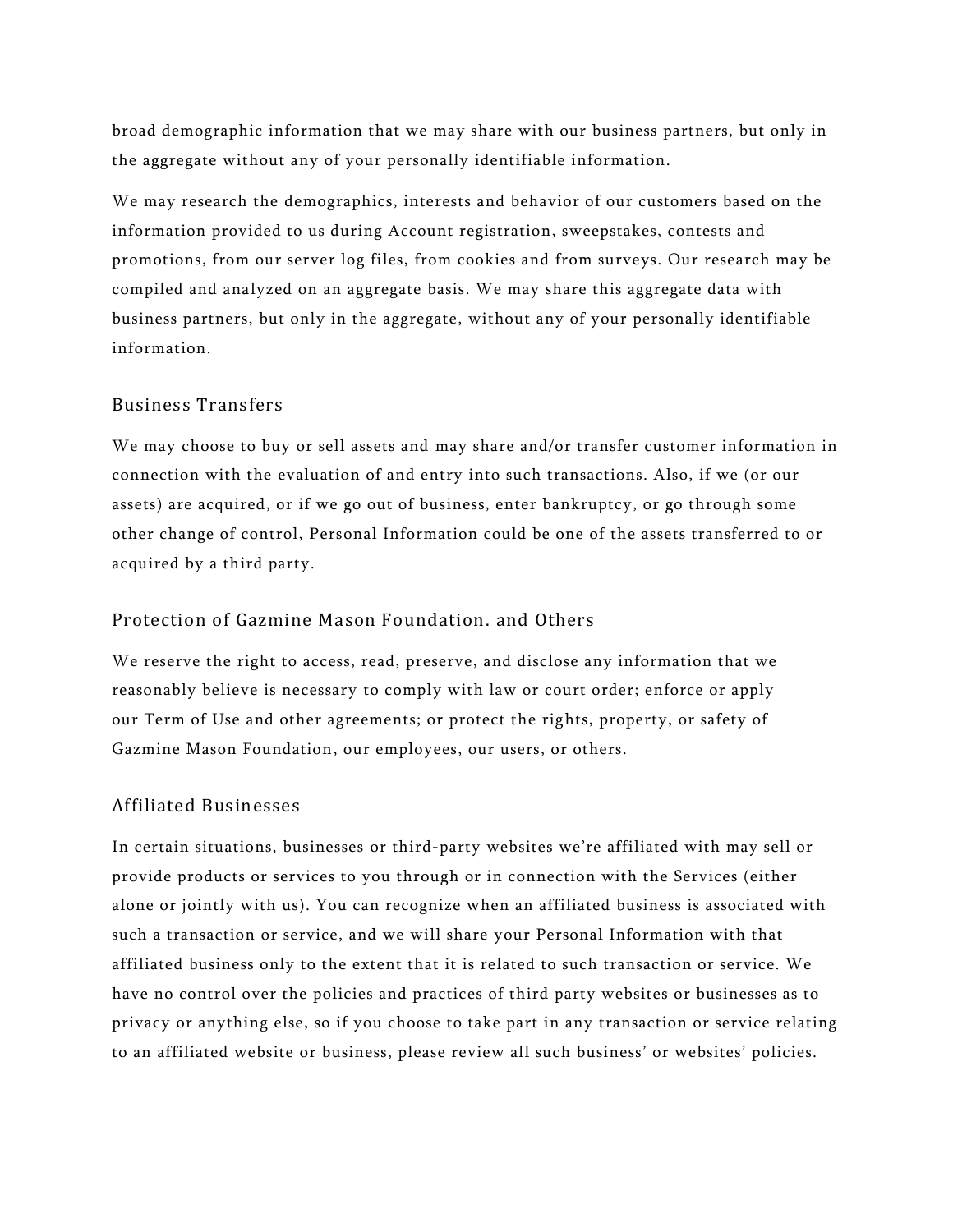broad demographic information that we may share with our business partners, but only in the aggregate without any of your personally identifiable information.

We may research the demographics, interests and behavior of our customers based on the information provided to us during Account registration, sweepstakes, contests and promotions, from our server log files, from cookies and from surveys. Our research may be compiled and analyzed on an aggregate basis. We may share this aggregate data with business partners, but only in the aggregate, without any of your personally identifiable information.

## Business Transfers

We may choose to buy or sell assets and may share and/or transfer customer information in connection with the evaluation of and entry into such transactions. Also, if we (or our assets) are acquired, or if we go out of business, enter bankruptcy, or go through some other change of control, Personal Information could be one of the assets transferred to or acquired by a third party.

## Protection of Gazmine Mason Foundation. and Others

We reserve the right to access, read, preserve, and disclose any information that we reasonably believe is necessary to comply with law or court order; enforce or apply our Term of Use and other agreements; or protect the rights, property, or safety of Gazmine Mason Foundation, our employees, our users, or others.

## Affiliated Businesses

In certain situations, businesses or third-party websites we're affiliated with may sell or provide products or services to you through or in connection with the Services (either alone or jointly with us). You can recognize when an affiliated business is associated with such a transaction or service, and we will share your Personal Information with that affiliated business only to the extent that it is related to such transaction or service. We have no control over the policies and practices of third party websites or businesses as to privacy or anything else, so if you choose to take part in any transaction or service relating to an affiliated website or business, please review all such business' or websites' policies.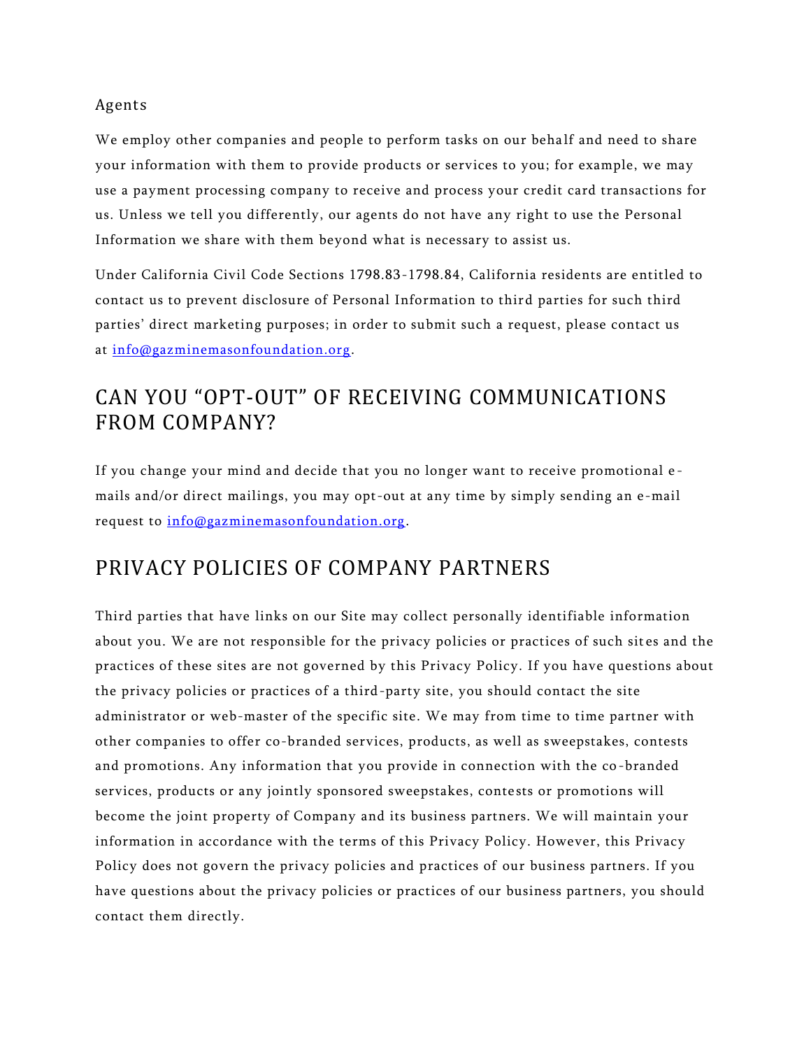Agents

We employ other companies and people to perform tasks on our behalf and need to share your information with them to provide products or services to you; for example, we may use a payment processing company to receive and process your credit card transactions for us. Unless we tell you differently, our agents do not have any right to use the Personal Information we share with them beyond what is necessary to assist us.

Under California Civil Code Sections 1798.83-1798.84, California residents are entitled to contact us to prevent disclosure of Personal Information to third parties for such third parties' direct marketing purposes; in order to submit such a request, please contact us at info@gazminemasonfoundation.org.

## CAN YOU "OPT-OUT" OF RECEIVING COMMUNICATIONS FROM COMPANY?

If you change your mind and decide that you no longer want to receive promotional e-mails and/or direct mailings, you may opt-out at any time by simply sending an e-mail request to info@gazminemasonfoundation.org.

## PRIVACY POLICIES OF COMPANY PARTNERS

Third parties that have links on our Site may collect personally identifiable information about you. We are not responsible for the privacy policies or practices of such sites and the practices of these sites are not governed by this Privacy Policy. If you have questions about the privacy policies or practices of a third-party site, you should contact the site administrator or web-master of the specific site. We may from time to time partner with other companies to offer co-branded services, products, as well as sweepstakes, contests and promotions. Any information that you provide in connection with the co-branded services, products or any jointly sponsored sweepstakes, contests or promotions will become the joint property of Company and its business partners. We will maintain your information in accordance with the terms of this Privacy Policy. However, this Privacy Policy does not govern the privacy policies and practices of our business partners. If you have questions about the privacy policies or practices of our business partners, you should contact them directly.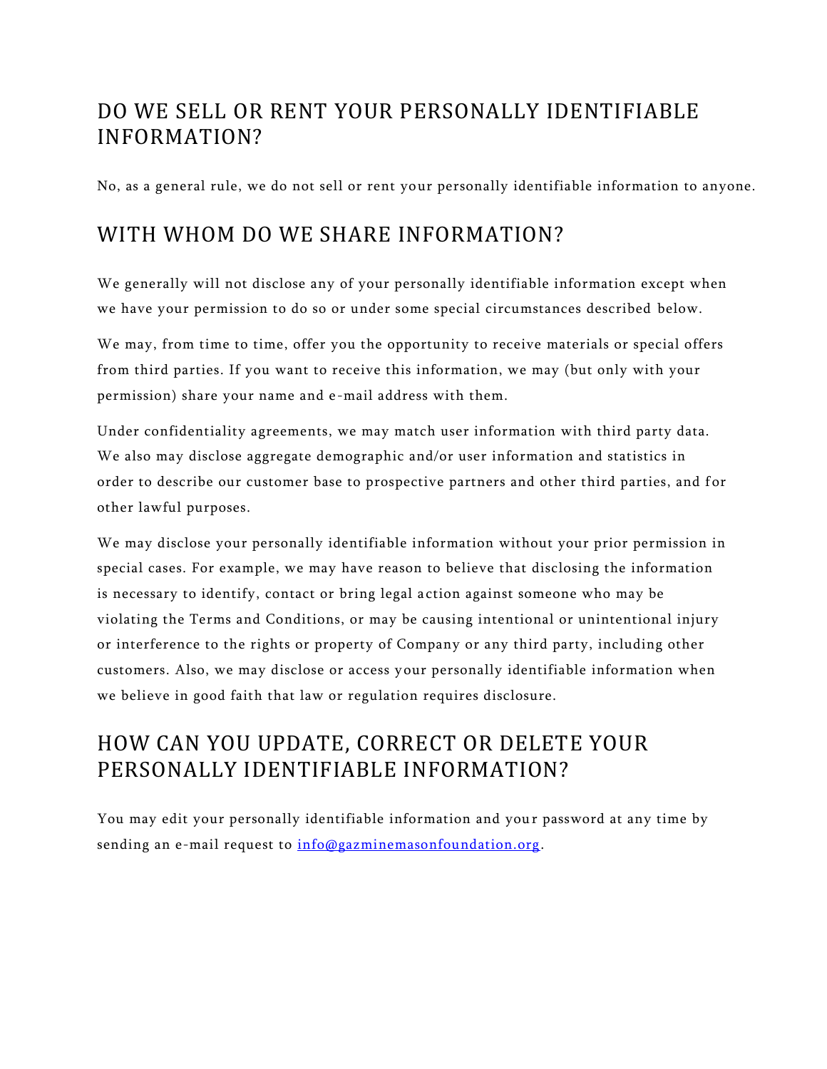## DO WE SELL OR RENT YOUR PERSONALLY IDENTIFIABLE INFORMATION?

No, as a general rule, we do not sell or rent your personally identifiable information to anyone.

## WITH WHOM DO WE SHARE INFORMATION?

We generally will not disclose any of your personally identifiable information except when we have your permission to do so or under some special circumstances described below.

We may, from time to time, offer you the opportunity to receive materials or special offers from third parties. If you want to receive this information, we may (but only with your permission) share your name and e-mail address with them.

Under confidentiality agreements, we may match user information with third party data. We also may disclose aggregate demographic and/or user information and statistics in order to describe our customer base to prospective partners and other third parties, and for other lawful purposes.

We may disclose your personally identifiable information without your prior permission in special cases. For example, we may have reason to believe that disclosing the information is necessary to identify, contact or bring legal action against someone who may be violating the Terms and Conditions, or may be causing intentional or unintentional injury or interference to the rights or property of Company or any third party, including other customers. Also, we may disclose or access your personally identifiable information when we believe in good faith that law or regulation requires disclosure.

## HOW CAN YOU UPDATE, CORRECT OR DELETE YOUR PERSONALLY IDENTIFIABLE INFORMATION?

You may edit your personally identifiable information and your password at any time by sending an e-mail request to info@gazminemasonfoundation.org.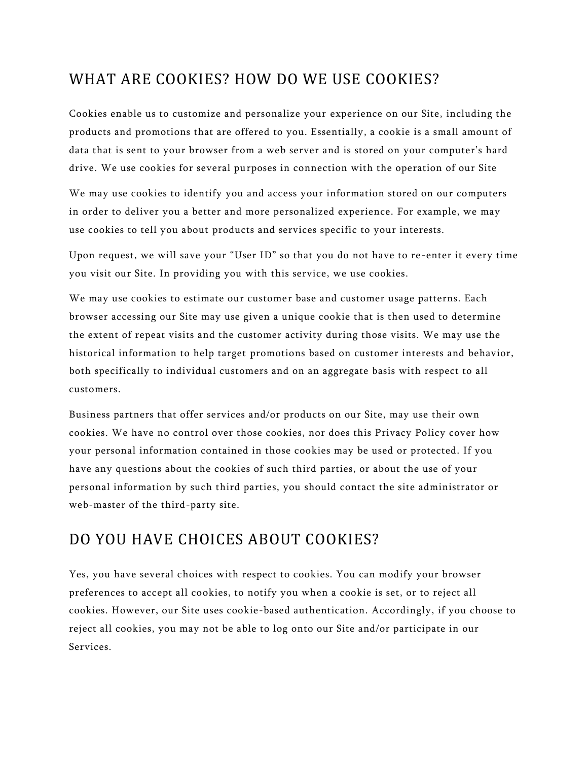## WHAT ARE COOKIES? HOW DO WE USE COOKIES?

Cookies enable us to customize and personalize your experience on our Site, including the products and promotions that are offered to you. Essentially, a cookie is a small amount of data that is sent to your browser from a web server and is stored on your computer's hard drive. We use cookies for several purposes in connection with the operation of our Site

We may use cookies to identify you and access your information stored on our computers in order to deliver you a better and more personalized experience. For example, we may use cookies to tell you about products and services specific to your interests.

Upon request, we will save your "User ID" so that you do not have to re-enter it every time you visit our Site. In providing you with this service, we use cookies.

We may use cookies to estimate our customer base and customer usage patterns. Each browser accessing our Site may use given a unique cookie that is then used to determine the extent of repeat visits and the customer activity during those visits. We may use the historical information to help target promotions based on customer interests and behavior, both specifically to individual customers and on an aggregate basis with respect to all customers.

Business partners that offer services and/or products on our Site, may use their own cookies. We have no control over those cookies, nor does this Privacy Policy cover how your personal information contained in those cookies may be used or protected. If you have any questions about the cookies of such third parties, or about the use of your personal information by such third parties, you should contact the site administrator or web-master of the third-party site.

## DO YOU HAVE CHOICES ABOUT COOKIES?

Yes, you have several choices with respect to cookies. You can modify your browser preferences to accept all cookies, to notify you when a cookie is set, or to reject all cookies. However, our Site uses cookie-based authentication. Accordingly, if you choose to reject all cookies, you may not be able to log onto our Site and/or participate in our Services.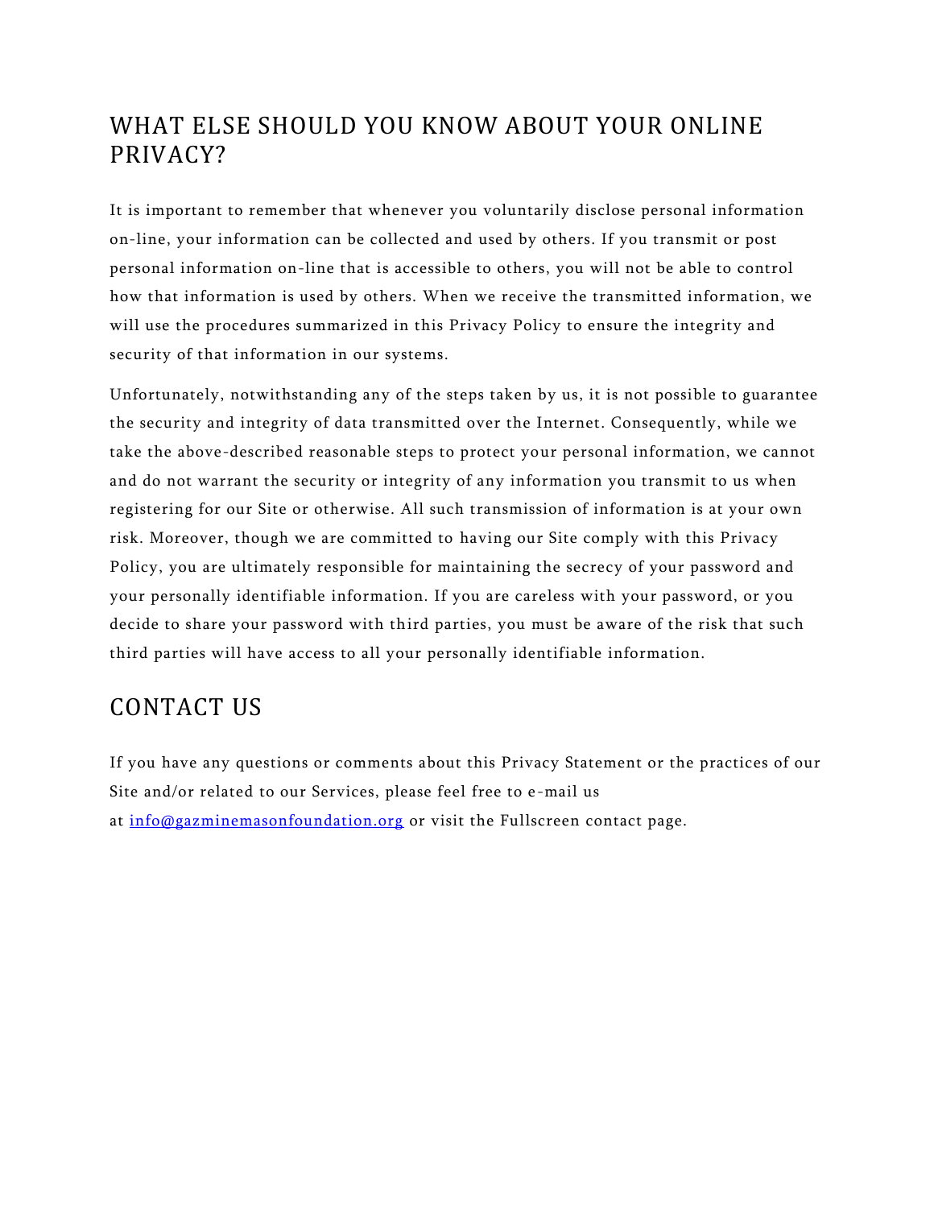## WHAT ELSE SHOULD YOU KNOW ABOUT YOUR ONLINE PRIVACY?

It is important to remember that whenever you voluntarily disclose personal information on-line, your information can be collected and used by others. If you transmit or post personal information on-line that is accessible to others, you will not be able to control how that information is used by others. When we receive the transmitted information, we will use the procedures summarized in this Privacy Policy to ensure the integrity and security of that information in our systems.

Unfortunately, notwithstanding any of the steps taken by us, it is not possible to guarantee the security and integrity of data transmitted over the Internet. Consequently, while we take the above-described reasonable steps to protect your personal information, we cannot and do not warrant the security or integrity of any information you transmit to us when registering for our Site or otherwise. All such transmission of information is at your own risk. Moreover, though we are committed to having our Site comply with this Privacy Policy, you are ultimately responsible for maintaining the secrecy of your password and your personally identifiable information. If you are careless with your password, or you decide to share your password with third parties, you must be aware of the risk that such third parties will have access to all your personally identifiable information.

## CONTACT US

If you have any questions or comments about this Privacy Statement or the practices of our Site and/or related to our Services, please feel free to e-mail us at [info@gazminemasonfoundation.org](mailto:info@gazminemasonfoundation.org) or visit the Fullscreen contact page.